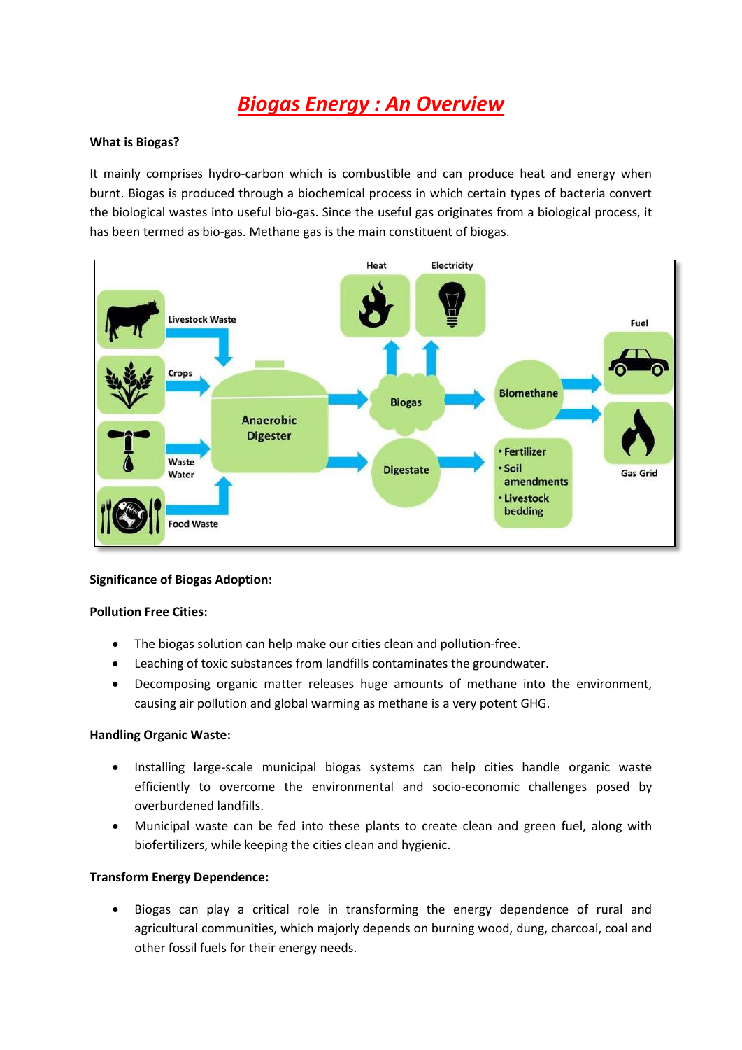# Biogas Energy : An Overview

**What is Biogas?**

It mainly comprises hydro-carbon which is combustible and can produce heat and energy when burnt. Biogas is produced through a biochemical process in which certain types of bacteria convert the biological wastes into useful bio-gas. Since the useful gas originates from a biological process, it has been termed as bio-gas. Methane gas is the main constituent of biogas.

**Significance of Biogas Adoption:**

**Pollution Free Cities:**

- The biogas solution can help make our cities clean and pollution-free.
- Leaching of toxic substances from landfills contaminates the groundwater.
- Decomposing organic matter releases huge amounts of methane into the environment, causing air pollution and global warming as methane is a very potent GHG.

**Handling Organic Waste:**

- Installing large-scale municipal biogas systems can help cities handle organic waste efficiently to overcome the environmental and socio-economic challenges posed by overburdened landfills.
- Municipal waste can be fed into these plants to create clean and green fuel, along with biofertilizers, while keeping the cities clean and hygienic.

**Transform Energy Dependence:**

- Biogas can play a critical role in transforming the energy dependence of rural and agricultural communities, which majorly depends on burning wood, dung, charcoal, coal and other fossil fuels for their energy needs.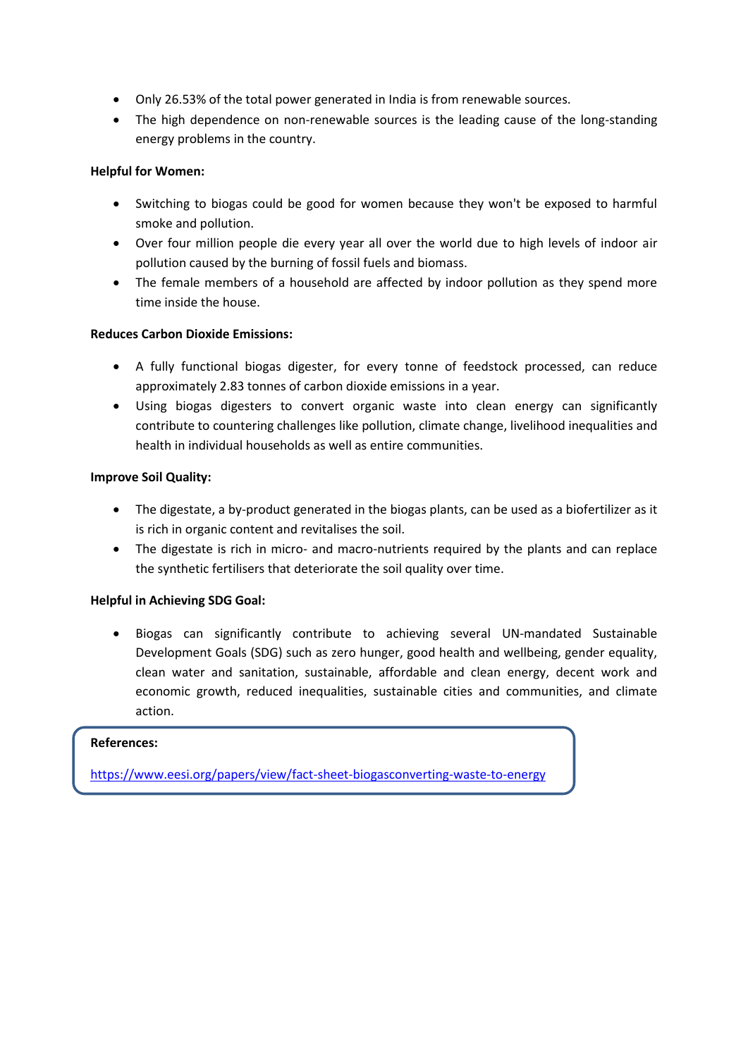- Only 26.53% of the total power generated in India is from renewable sources.
- The high dependence on non-renewable sources is the leading cause of the long-standing energy problems in the country.

**Helpful for Women:**

- Switching to biogas could be good for women because they won't be exposed to harmful smoke and pollution.
- Over four million people die every year all over the world due to high levels of indoor air pollution caused by the burning of fossil fuels and biomass.
- The female members of a household are affected by indoor pollution as they spend more time inside the house.

**Reduces Carbon Dioxide Emissions:**

- A fully functional biogas digester, for every tonne of feedstock processed, can reduce approximately 2.83 tonnes of carbon dioxide emissions in a year.
- Using biogas digesters to convert organic waste into clean energy can significantly contribute to countering challenges like pollution, climate change, livelihood inequalities and health in individual households as well as entire communities.

**Improve Soil Quality:**

- The digestate, a by-product generated in the biogas plants, can be used as a biofertilizer as it is rich in organic content and revitalises the soil.
- The digestate is rich in micro- and macro-nutrients required by the plants and can replace the synthetic fertilisers that deteriorate the soil quality over time.

**Helpful in Achieving SDG Goal:**

- Biogas can significantly contribute to achieving several UN-mandated Sustainable Development Goals (SDG) such as zero hunger, good health and wellbeing, gender equality, clean water and sanitation, sustainable, affordable and clean energy, decent work and economic growth, reduced inequalities, sustainable cities and communities, and climate action.

**References:**

https://www.eesi.org/papers/view/fact-sheet-biogasconverting-waste-to-energy